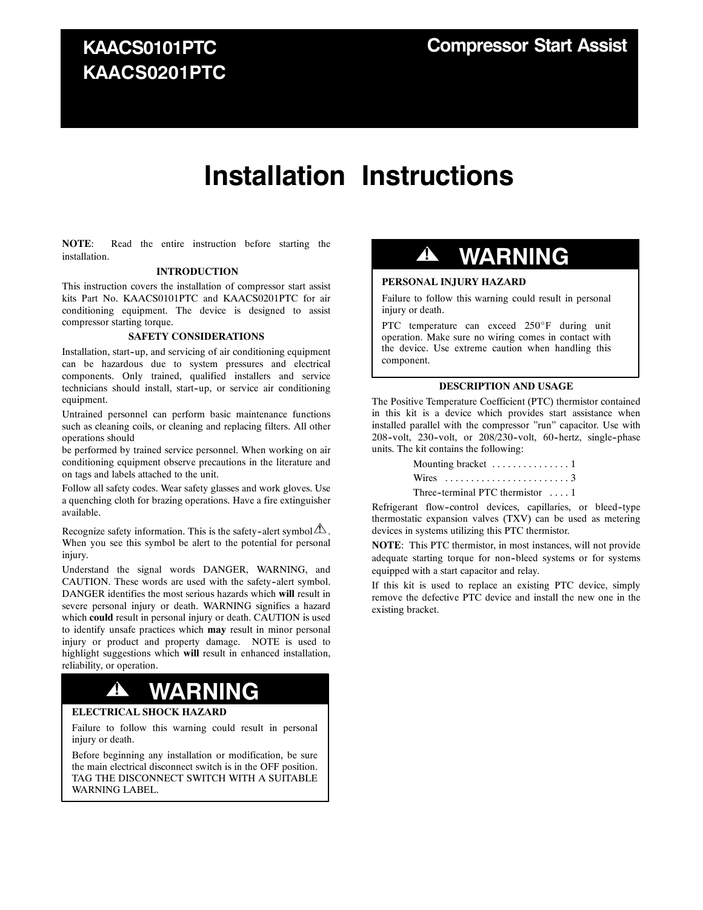# KAACS0101PTC
# KAACS0201PTC

## Compressor Start Assist

# Installation Instructions

**NOTE**: Read the entire instruction before starting the installation.

### INTRODUCTION

This instruction covers the installation of compressor start assist kits Part No. KAACS0101PTC and KAACS0201PTC for air conditioning equipment. The device is designed to assist compressor starting torque.

### SAFETY CONSIDERATIONS

Installation, start-up, and servicing of air conditioning equipment can be hazardous due to system pressures and electrical components. Only trained, qualified installers and service technicians should install, start-up, or service air conditioning equipment.

Untrained personnel can perform basic maintenance functions such as cleaning coils, or cleaning and replacing filters. All other operations should be performed by trained service personnel. When working on air conditioning equipment observe precautions in the literature and on tags and labels attached to the unit.

Follow all safety codes. Wear safety glasses and work gloves. Use a quenching cloth for brazing operations. Have a fire extinguisher available.

Recognize safety information. This is the safety-alert symbol ⚠. When you see this symbol be alert to the potential for personal injury.

Understand the signal words DANGER, WARNING, and CAUTION. These words are used with the safety-alert symbol. DANGER identifies the most serious hazards which **will** result in severe personal injury or death. WARNING signifies a hazard which **could** result in personal injury or death. CAUTION is used to identify unsafe practices which **may** result in minor personal injury or product and property damage. NOTE is used to highlight suggestions which **will** result in enhanced installation, reliability, or operation.

> ⚠ **WARNING**
>
> **ELECTRICAL SHOCK HAZARD**
>
> Failure to follow this warning could result in personal injury or death.
>
> Before beginning any installation or modification, be sure the main electrical disconnect switch is in the OFF position. TAG THE DISCONNECT SWITCH WITH A SUITABLE WARNING LABEL.

> ⚠ **WARNING**
>
> **PERSONAL INJURY HAZARD**
>
> Failure to follow this warning could result in personal injury or death.
>
> PTC temperature can exceed 250°F during unit operation. Make sure no wiring comes in contact with the device. Use extreme caution when handling this component.

### DESCRIPTION AND USAGE

The Positive Temperature Coefficient (PTC) thermistor contained in this kit is a device which provides start assistance when installed parallel with the compressor "run" capacitor. Use with 208-volt, 230-volt, or 208/230-volt, 60-hertz, single-phase units. The kit contains the following:

- Mounting bracket . . . . . . . . . . . . . . . 1
- Wires . . . . . . . . . . . . . . . . . . . . . . . . 3
- Three-terminal PTC thermistor . . . . 1

Refrigerant flow-control devices, capillaries, or bleed-type thermostatic expansion valves (TXV) can be used as metering devices in systems utilizing this PTC thermistor.

**NOTE**: This PTC thermistor, in most instances, will not provide adequate starting torque for non-bleed systems or for systems equipped with a start capacitor and relay.

If this kit is used to replace an existing PTC device, simply remove the defective PTC device and install the new one in the existing bracket.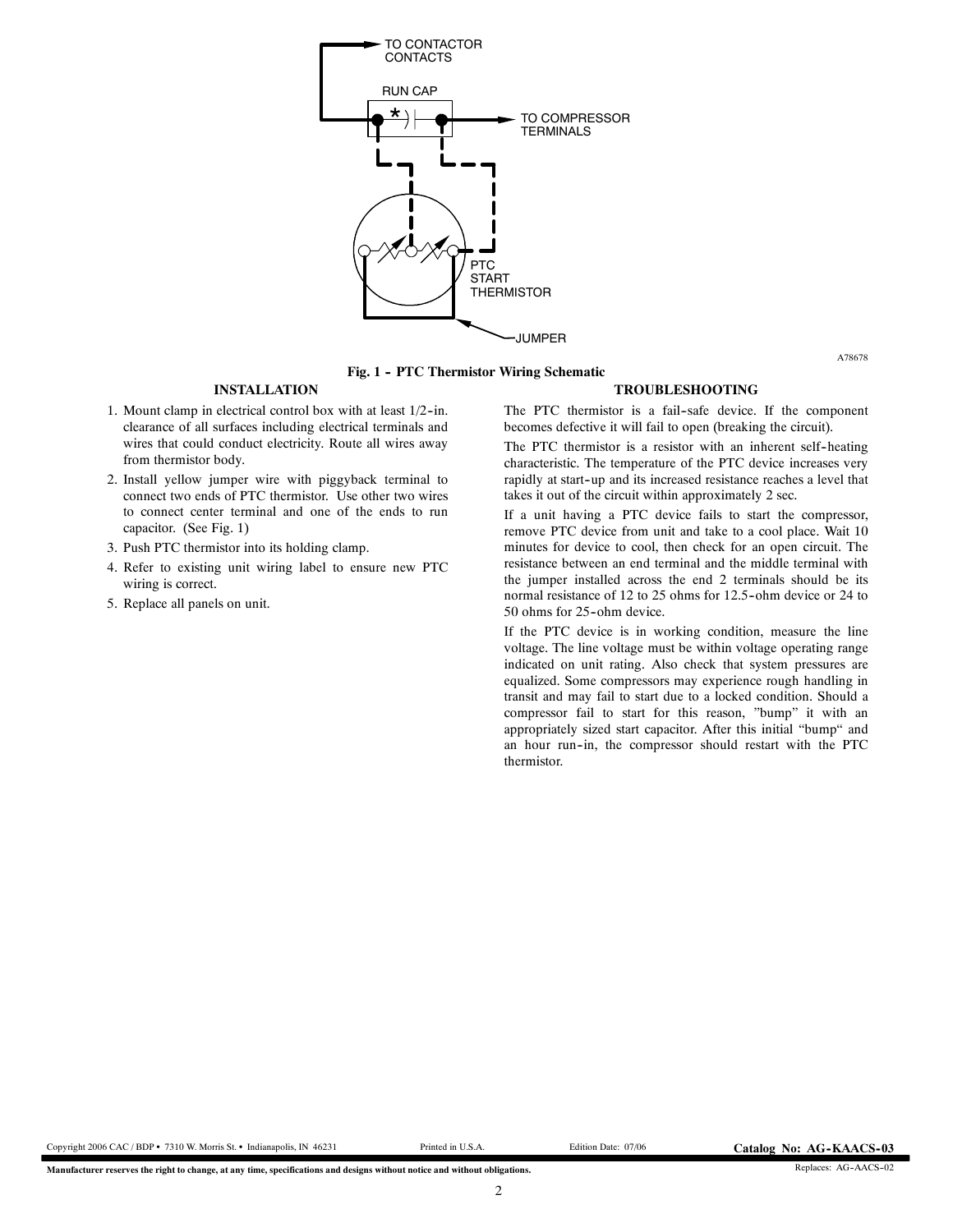TO CONTACTOR CONTACTS

RUN CAP

TO COMPRESSOR TERMINALS

PTC START THERMISTOR

JUMPER

A78678

**Fig. 1 - PTC Thermistor Wiring Schematic**

## INSTALLATION

1. Mount clamp in electrical control box with at least 1/2-in. clearance of all surfaces including electrical terminals and wires that could conduct electricity. Route all wires away from thermistor body.
2. Install yellow jumper wire with piggyback terminal to connect two ends of PTC thermistor. Use other two wires to connect center terminal and one of the ends to run capacitor. (See Fig. 1)
3. Push PTC thermistor into its holding clamp.
4. Refer to existing unit wiring label to ensure new PTC wiring is correct.
5. Replace all panels on unit.

## TROUBLESHOOTING

The PTC thermistor is a fail-safe device. If the component becomes defective it will fail to open (breaking the circuit).

The PTC thermistor is a resistor with an inherent self-heating characteristic. The temperature of the PTC device increases very rapidly at start-up and its increased resistance reaches a level that takes it out of the circuit within approximately 2 sec.

If a unit having a PTC device fails to start the compressor, remove PTC device from unit and take to a cool place. Wait 10 minutes for device to cool, then check for an open circuit. The resistance between an end terminal and the middle terminal with the jumper installed across the end 2 terminals should be its normal resistance of 12 to 25 ohms for 12.5-ohm device or 24 to 50 ohms for 25-ohm device.

If the PTC device is in working condition, measure the line voltage. The line voltage must be within voltage operating range indicated on unit rating. Also check that system pressures are equalized. Some compressors may experience rough handling in transit and may fail to start due to a locked condition. Should a compressor fail to start for this reason, "bump" it with an appropriately sized start capacitor. After this initial "bump" and an hour run-in, the compressor should restart with the PTC thermistor.

Copyright 2006 CAC / BDP • 7310 W. Morris St. • Indianapolis, IN 46231 Printed in U.S.A. Edition Date: 07/06 **Catalog No: AG-KAACS-03**

**Manufacturer reserves the right to change, at any time, specifications and designs without notice and without obligations.** Replaces: AG-AACS-02